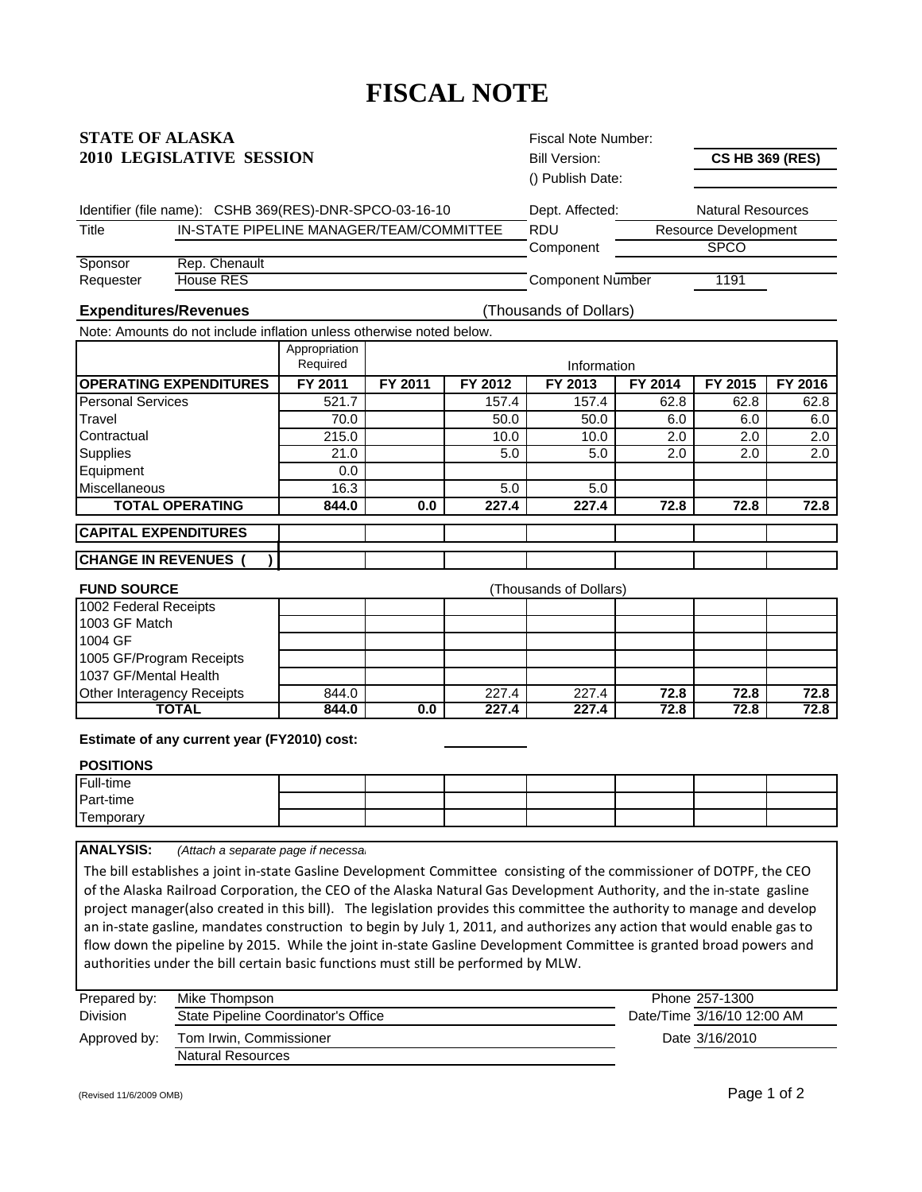# FISCAL NOTE

**STATE OF ALASKA**
**2010 LEGISLATIVE SESSION**

| | |
|---|---|
| Fiscal Note Number: | |
| Bill Version: | **CS HB 369 (RES)** |
| () Publish Date: | |

| | | | |
|---|---|---|---|
| Identifier (file name): | CSHB 369(RES)-DNR-SPCO-03-16-10 | Dept. Affected: | Natural Resources |
| Title | IN-STATE PIPELINE MANAGER/TEAM/COMMITTEE | RDU | Resource Development |
| | | Component | SPCO |
| Sponsor | Rep. Chenault | | |
| Requester | House RES | Component Number | 1191 |

**Expenditures/Revenues** (Thousands of Dollars)

Note: Amounts do not include inflation unless otherwise noted below.

| | Appropriation Required | Information | | | | | |
|---|---|---|---|---|---|---|---|
| **OPERATING EXPENDITURES** | **FY 2011** | **FY 2011** | **FY 2012** | **FY 2013** | **FY 2014** | **FY 2015** | **FY 2016** |
| Personal Services | 521.7 | | 157.4 | 157.4 | 62.8 | 62.8 | 62.8 |
| Travel | 70.0 | | 50.0 | 50.0 | 6.0 | 6.0 | 6.0 |
| Contractual | 215.0 | | 10.0 | 10.0 | 2.0 | 2.0 | 2.0 |
| Supplies | 21.0 | | 5.0 | 5.0 | 2.0 | 2.0 | 2.0 |
| Equipment | 0.0 | | | | | | |
| Miscellaneous | 16.3 | | 5.0 | 5.0 | | | |
| **TOTAL OPERATING** | **844.0** | **0.0** | **227.4** | **227.4** | **72.8** | **72.8** | **72.8** |
| **CAPITAL EXPENDITURES** | | | | | | | |
| **CHANGE IN REVENUES ( )** | | | | | | | |

**FUND SOURCE** (Thousands of Dollars)

| | | | | | | | |
|---|---|---|---|---|---|---|---|
| 1002 Federal Receipts | | | | | | | |
| 1003 GF Match | | | | | | | |
| 1004 GF | | | | | | | |
| 1005 GF/Program Receipts | | | | | | | |
| 1037 GF/Mental Health | | | | | | | |
| Other Interagency Receipts | 844.0 | | 227.4 | 227.4 | **72.8** | **72.8** | **72.8** |
| **TOTAL** | **844.0** | **0.0** | **227.4** | **227.4** | **72.8** | **72.8** | **72.8** |

**Estimate of any current year (FY2010) cost:**

**POSITIONS**

| | | | | | | | |
|---|---|---|---|---|---|---|---|
| Full-time | | | | | | | |
| Part-time | | | | | | | |
| Temporary | | | | | | | |

**ANALYSIS:** *(Attach a separate page if necessa*

The bill establishes a joint in-state Gasline Development Committee consisting of the commissioner of DOTPF, the CEO of the Alaska Railroad Corporation, the CEO of the Alaska Natural Gas Development Authority, and the in-state gasline project manager(also created in this bill). The legislation provides this committee the authority to manage and develop an in-state gasline, mandates construction to begin by July 1, 2011, and authorizes any action that would enable gas to flow down the pipeline by 2015. While the joint in-state Gasline Development Committee is granted broad powers and authorities under the bill certain basic functions must still be performed by MLW.

| | | | |
|---|---|---|---|
| Prepared by: | Mike Thompson | Phone | 257-1300 |
| Division | State Pipeline Coordinator's Office | Date/Time | 3/16/10 12:00 AM |
| Approved by: | Tom Irwin, Commissioner | Date | 3/16/2010 |
| | Natural Resources | | |

(Revised 11/6/2009 OMB)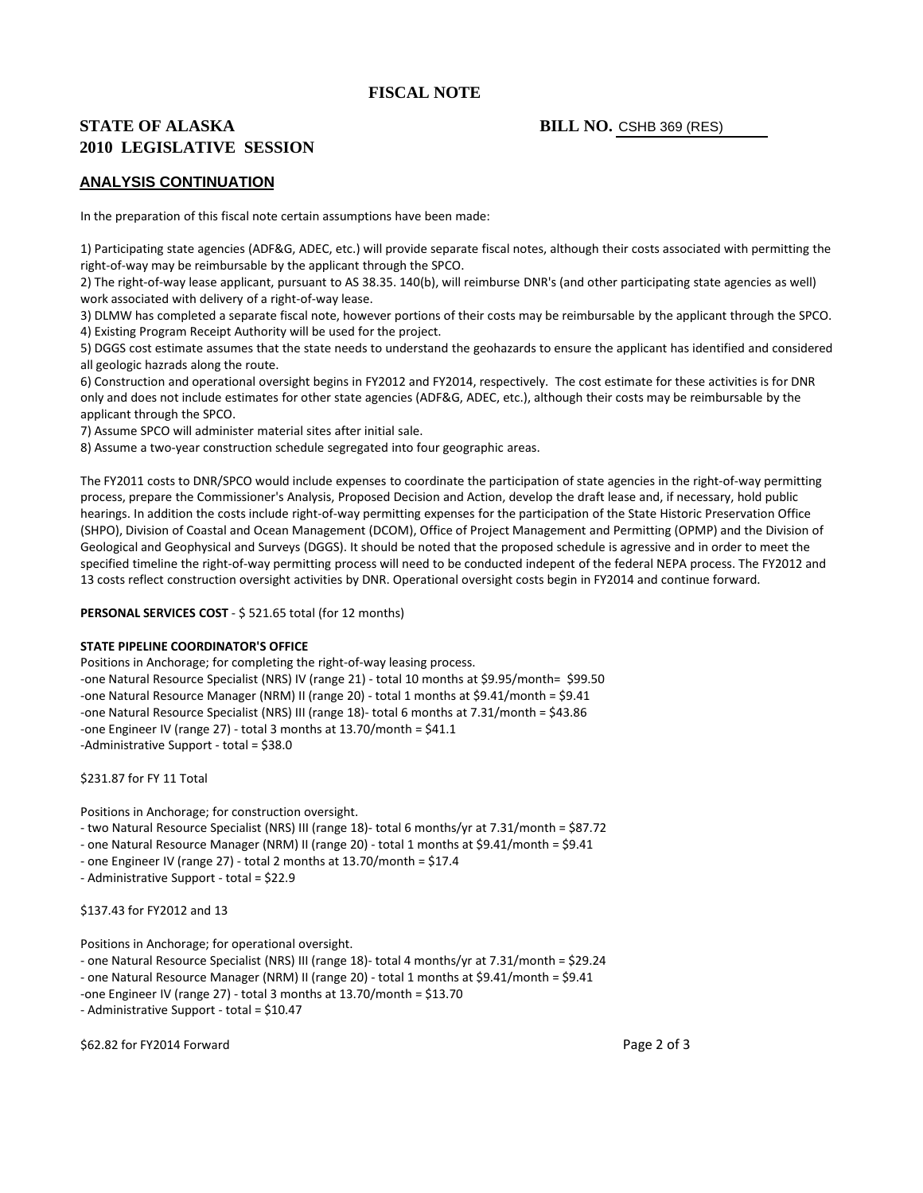# FISCAL NOTE

**STATE OF ALASKA** **BILL NO.** CSHB 369 (RES)
**2010 LEGISLATIVE SESSION**

## ANALYSIS CONTINUATION

In the preparation of this fiscal note certain assumptions have been made:

1) Participating state agencies (ADF&G, ADEC, etc.) will provide separate fiscal notes, although their costs associated with permitting the right-of-way may be reimbursable by the applicant through the SPCO.
2) The right-of-way lease applicant, pursuant to AS 38.35. 140(b), will reimburse DNR's (and other participating state agencies as well) work associated with delivery of a right-of-way lease.
3) DLMW has completed a separate fiscal note, however portions of their costs may be reimbursable by the applicant through the SPCO.
4) Existing Program Receipt Authority will be used for the project.
5) DGGS cost estimate assumes that the state needs to understand the geohazards to ensure the applicant has identified and considered all geologic hazrads along the route.
6) Construction and operational oversight begins in FY2012 and FY2014, respectively. The cost estimate for these activities is for DNR only and does not include estimates for other state agencies (ADF&G, ADEC, etc.), although their costs may be reimbursable by the applicant through the SPCO.
7) Assume SPCO will administer material sites after initial sale.
8) Assume a two-year construction schedule segregated into four geographic areas.

The FY2011 costs to DNR/SPCO would include expenses to coordinate the participation of state agencies in the right-of-way permitting process, prepare the Commissioner's Analysis, Proposed Decision and Action, develop the draft lease and, if necessary, hold public hearings. In addition the costs include right-of-way permitting expenses for the participation of the State Historic Preservation Office (SHPO), Division of Coastal and Ocean Management (DCOM), Office of Project Management and Permitting (OPMP) and the Division of Geological and Geophysical and Surveys (DGGS). It should be noted that the proposed schedule is agressive and in order to meet the specified timeline the right-of-way permitting process will need to be conducted indepent of the federal NEPA process. The FY2012 and 13 costs reflect construction oversight activities by DNR. Operational oversight costs begin in FY2014 and continue forward.

**PERSONAL SERVICES COST** - $ 521.65 total (for 12 months)

**STATE PIPELINE COORDINATOR'S OFFICE**

Positions in Anchorage; for completing the right-of-way leasing process.
-one Natural Resource Specialist (NRS) IV (range 21) - total 10 months at $9.95/month= $99.50
-one Natural Resource Manager (NRM) II (range 20) - total 1 months at $9.41/month = $9.41
-one Natural Resource Specialist (NRS) III (range 18)- total 6 months at 7.31/month = $43.86
-one Engineer IV (range 27) - total 3 months at 13.70/month = $41.1
-Administrative Support - total = $38.0

$231.87 for FY 11 Total

Positions in Anchorage; for construction oversight.
- two Natural Resource Specialist (NRS) III (range 18)- total 6 months/yr at 7.31/month = $87.72
- one Natural Resource Manager (NRM) II (range 20) - total 1 months at $9.41/month = $9.41
- one Engineer IV (range 27) - total 2 months at 13.70/month = $17.4
- Administrative Support - total = $22.9

$137.43 for FY2012 and 13

Positions in Anchorage; for operational oversight.
- one Natural Resource Specialist (NRS) III (range 18)- total 4 months/yr at 7.31/month = $29.24
- one Natural Resource Manager (NRM) II (range 20) - total 1 months at $9.41/month = $9.41
-one Engineer IV (range 27) - total 3 months at 13.70/month = $13.70
- Administrative Support - total = $10.47

$62.82 for FY2014 Forward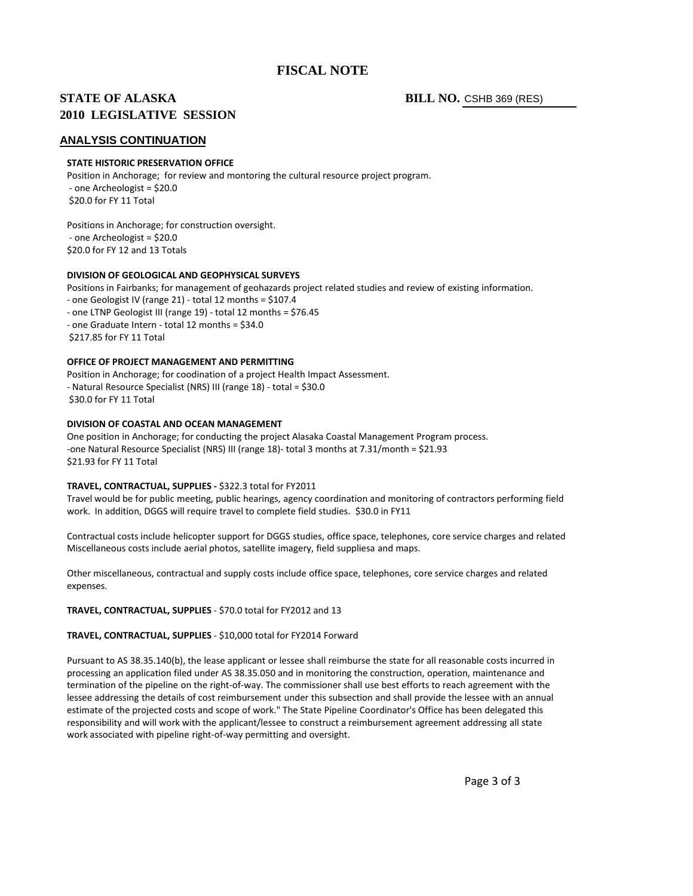# FISCAL NOTE

## STATE OF ALASKA
## 2010 LEGISLATIVE SESSION

**BILL NO.** CSHB 369 (RES)

### ANALYSIS CONTINUATION

**STATE HISTORIC PRESERVATION OFFICE**

Position in Anchorage; for review and montoring the cultural resource project program.
- one Archeologist = $20.0

$20.0 for FY 11 Total

Positions in Anchorage; for construction oversight.
- one Archeologist = $20.0

$20.0 for FY 12 and 13 Totals

**DIVISION OF GEOLOGICAL AND GEOPHYSICAL SURVEYS**

Positions in Fairbanks; for management of geohazards project related studies and review of existing information.
- one Geologist IV (range 21) - total 12 months = $107.4
- one LTNP Geologist III (range 19) - total 12 months = $76.45
- one Graduate Intern - total 12 months = $34.0

$217.85 for FY 11 Total

**OFFICE OF PROJECT MANAGEMENT AND PERMITTING**

Position in Anchorage; for coodination of a project Health Impact Assessment.
- Natural Resource Specialist (NRS) III (range 18) - total = $30.0

$30.0 for FY 11 Total

**DIVISION OF COASTAL AND OCEAN MANAGEMENT**

One position in Anchorage; for conducting the project Alasaka Coastal Management Program process.
- one Natural Resource Specialist (NRS) III (range 18)- total 3 months at 7.31/month = $21.93

$21.93 for FY 11 Total

**TRAVEL, CONTRACTUAL, SUPPLIES -** $322.3 total for FY2011

Travel would be for public meeting, public hearings, agency coordination and monitoring of contractors performing field work. In addition, DGGS will require travel to complete field studies. $30.0 in FY11

Contractual costs include helicopter support for DGGS studies, office space, telephones, core service charges and related Miscellaneous costs include aerial photos, satellite imagery, field suppliesa and maps.

Other miscellaneous, contractual and supply costs include office space, telephones, core service charges and related expenses.

**TRAVEL, CONTRACTUAL, SUPPLIES** - $70.0 total for FY2012 and 13

**TRAVEL, CONTRACTUAL, SUPPLIES** - $10,000 total for FY2014 Forward

Pursuant to AS 38.35.140(b), the lease applicant or lessee shall reimburse the state for all reasonable costs incurred in processing an application filed under AS 38.35.050 and in monitoring the construction, operation, maintenance and termination of the pipeline on the right-of-way. The commissioner shall use best efforts to reach agreement with the lessee addressing the details of cost reimbursement under this subsection and shall provide the lessee with an annual estimate of the projected costs and scope of work." The State Pipeline Coordinator's Office has been delegated this responsibility and will work with the applicant/lessee to construct a reimbursement agreement addressing all state work associated with pipeline right-of-way permitting and oversight.